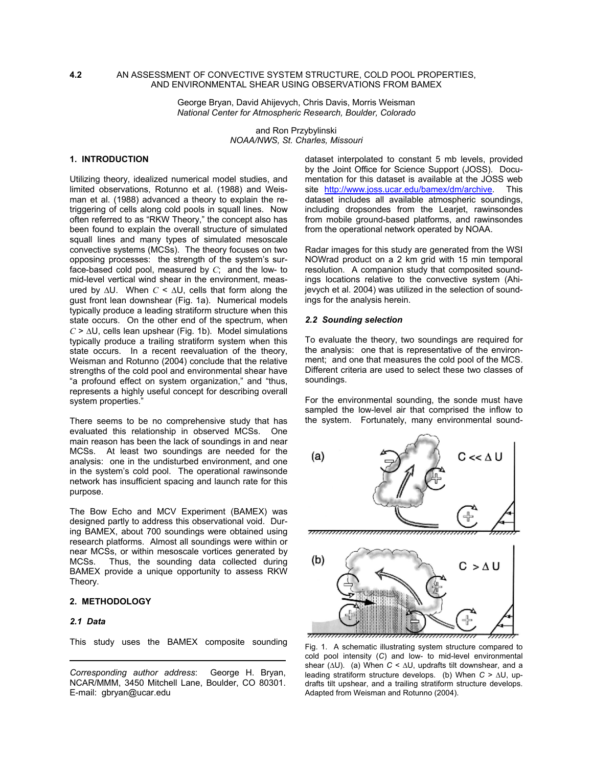# 4.2 AN ASSESSMENT OF CONVECTIVE SYSTEM STRUCTURE, COLD POOL PROPERTIES, AND ENVIRONMENTAL SHEAR USING OBSERVATIONS FROM BAMEX

George Bryan, David Ahijevych, Chris Davis, Morris Weisman
*National Center for Atmospheric Research, Boulder, Colorado*

and Ron Przybylinski
*NOAA/NWS, St. Charles, Missouri*

## 1. INTRODUCTION

Utilizing theory, idealized numerical model studies, and limited observations, Rotunno et al. (1988) and Weisman et al. (1988) advanced a theory to explain the retriggering of cells along cold pools in squall lines. Now often referred to as "RKW Theory," the concept also has been found to explain the overall structure of simulated squall lines and many types of simulated mesoscale convective systems (MCSs). The theory focuses on two opposing processes: the strength of the system's surface-based cold pool, measured by $C$; and the low- to mid-level vertical wind shear in the environment, measured by $\Delta U$. When $C < \Delta U$, cells that form along the gust front lean downshear (Fig. 1a). Numerical models typically produce a leading stratiform structure when this state occurs. On the other end of the spectrum, when $C > \Delta U$, cells lean upshear (Fig. 1b). Model simulations typically produce a trailing stratiform system when this state occurs. In a recent reevaluation of the theory, Weisman and Rotunno (2004) conclude that the relative strengths of the cold pool and environmental shear have "a profound effect on system organization," and "thus, represents a highly useful concept for describing overall system properties."

There seems to be no comprehensive study that has evaluated this relationship in observed MCSs. One main reason has been the lack of soundings in and near MCSs. At least two soundings are needed for the analysis: one in the undisturbed environment, and one in the system's cold pool. The operational rawinsonde network has insufficient spacing and launch rate for this purpose.

The Bow Echo and MCV Experiment (BAMEX) was designed partly to address this observational void. During BAMEX, about 700 soundings were obtained using research platforms. Almost all soundings were within or near MCSs, or within mesoscale vortices generated by MCSs. Thus, the sounding data collected during BAMEX provide a unique opportunity to assess RKW Theory.

## 2. METHODOLOGY

### 2.1 Data

This study uses the BAMEX composite sounding dataset interpolated to constant 5 mb levels, provided by the Joint Office for Science Support (JOSS). Documentation for this dataset is available at the JOSS web site http://www.joss.ucar.edu/bamex/dm/archive. This dataset includes all available atmospheric soundings, including dropsondes from the Learjet, rawinsondes from mobile ground-based platforms, and rawinsondes from the operational network operated by NOAA.

Radar images for this study are generated from the WSI NOWrad product on a 2 km grid with 15 min temporal resolution. A companion study that composited soundings locations relative to the convective system (Ahijevych et al. 2004) was utilized in the selection of soundings for the analysis herein.

### 2.2 Sounding selection

To evaluate the theory, two soundings are required for the analysis: one that is representative of the environment; and one that measures the cold pool of the MCS. Different criteria are used to select these two classes of soundings.

For the environmental sounding, the sonde must have sampled the low-level air that comprised the inflow to the system. Fortunately, many environmental sound-

Fig. 1. A schematic illustrating system structure compared to cold pool intensity ($C$) and low- to mid-level environmental shear ($\Delta U$). (a) When $C < \Delta U$, updrafts tilt downshear, and a leading stratiform structure develops. (b) When $C > \Delta U$, updrafts tilt upshear, and a trailing stratiform structure develops. Adapted from Weisman and Rotunno (2004).

---

*Corresponding author address*: George H. Bryan, NCAR/MMM, 3450 Mitchell Lane, Boulder, CO 80301. E-mail: gbryan@ucar.edu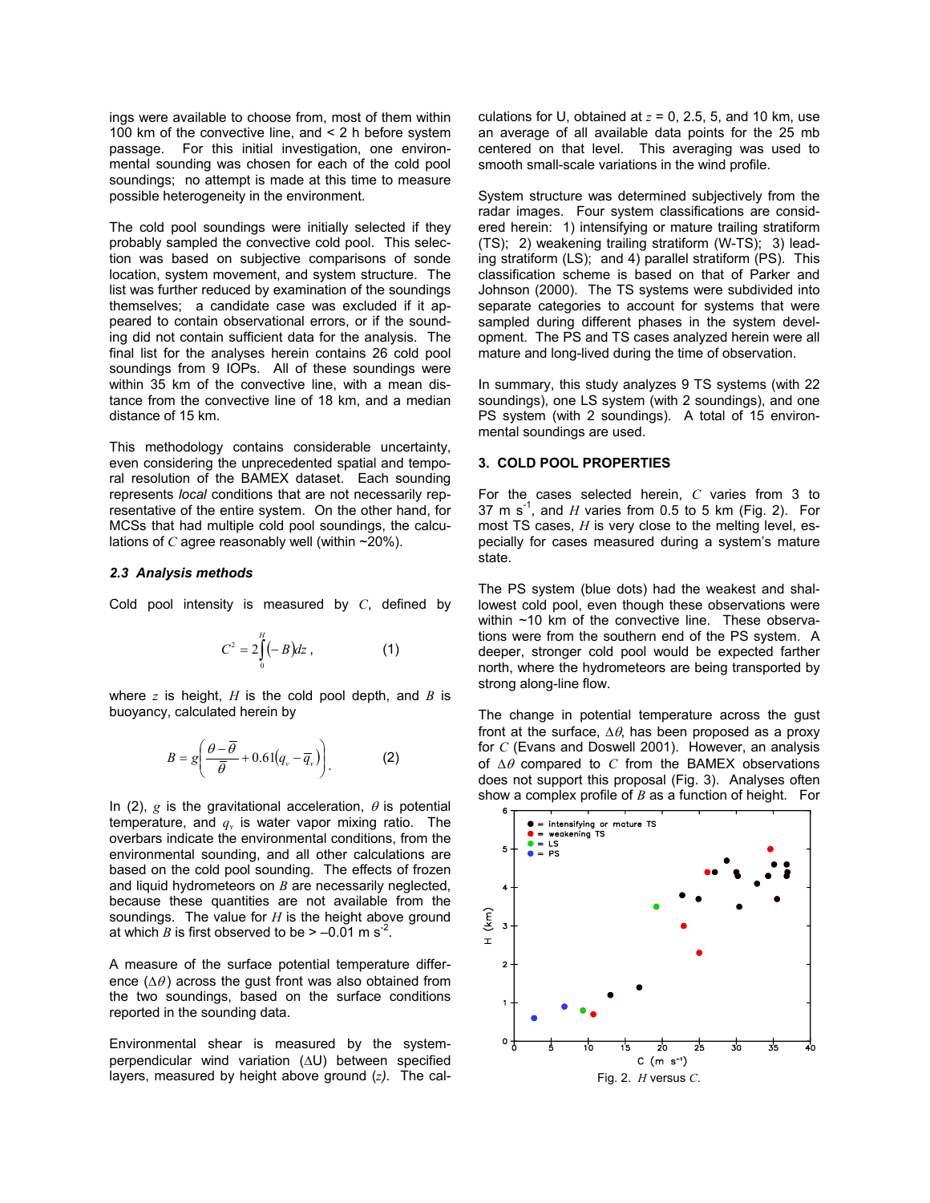ings were available to choose from, most of them within 100 km of the convective line, and < 2 h before system passage. For this initial investigation, one environmental sounding was chosen for each of the cold pool soundings; no attempt is made at this time to measure possible heterogeneity in the environment.

The cold pool soundings were initially selected if they probably sampled the convective cold pool. This selection was based on subjective comparisons of sonde location, system movement, and system structure. The list was further reduced by examination of the soundings themselves; a candidate case was excluded if it appeared to contain observational errors, or if the sounding did not contain sufficient data for the analysis. The final list for the analyses herein contains 26 cold pool soundings from 9 IOPs. All of these soundings were within 35 km of the convective line, with a mean distance from the convective line of 18 km, and a median distance of 15 km.

This methodology contains considerable uncertainty, even considering the unprecedented spatial and temporal resolution of the BAMEX dataset. Each sounding represents *local* conditions that are not necessarily representative of the entire system. On the other hand, for MCSs that had multiple cold pool soundings, the calculations of $C$ agree reasonably well (within ~20%).

### 2.3 Analysis methods

Cold pool intensity is measured by $C$, defined by

$$C^2 = 2\int_0^H (-B)dz \, , \qquad (1)$$

where $z$ is height, $H$ is the cold pool depth, and $B$ is buoyancy, calculated herein by

$$B = g\left(\frac{\theta - \overline{\theta}}{\overline{\theta}} + 0.61\left(q_v - \overline{q}_v\right)\right). \qquad (2)$$

In (2), $g$ is the gravitational acceleration, $\theta$ is potential temperature, and $q_v$ is water vapor mixing ratio. The overbars indicate the environmental conditions, from the environmental sounding, and all other calculations are based on the cold pool sounding. The effects of frozen and liquid hydrometeors on $B$ are necessarily neglected, because these quantities are not available from the soundings. The value for $H$ is the height above ground at which $B$ is first observed to be > –0.01 m s$^{-2}$.

A measure of the surface potential temperature difference ($\Delta\theta$) across the gust front was also obtained from the two soundings, based on the surface conditions reported in the sounding data.

Environmental shear is measured by the system-perpendicular wind variation ($\Delta$U) between specified layers, measured by height above ground ($z$). The calculations for U, obtained at $z$ = 0, 2.5, 5, and 10 km, use an average of all available data points for the 25 mb centered on that level. This averaging was used to smooth small-scale variations in the wind profile.

System structure was determined subjectively from the radar images. Four system classifications are considered herein: 1) intensifying or mature trailing stratiform (TS); 2) weakening trailing stratiform (W-TS); 3) leading stratiform (LS); and 4) parallel stratiform (PS). This classification scheme is based on that of Parker and Johnson (2000). The TS systems were subdivided into separate categories to account for systems that were sampled during different phases in the system development. The PS and TS cases analyzed herein were all mature and long-lived during the time of observation.

In summary, this study analyzes 9 TS systems (with 22 soundings), one LS system (with 2 soundings), and one PS system (with 2 soundings). A total of 15 environmental soundings are used.

## 3. COLD POOL PROPERTIES

For the cases selected herein, $C$ varies from 3 to 37 m s$^{-1}$, and $H$ varies from 0.5 to 5 km (Fig. 2). For most TS cases, $H$ is very close to the melting level, especially for cases measured during a system's mature state.

The PS system (blue dots) had the weakest and shallowest cold pool, even though these observations were within ~10 km of the convective line. These observations were from the southern end of the PS system. A deeper, stronger cold pool would be expected farther north, where the hydrometeors are being transported by strong along-line flow.

The change in potential temperature across the gust front at the surface, $\Delta\theta$, has been proposed as a proxy for $C$ (Evans and Doswell 2001). However, an analysis of $\Delta\theta$ compared to $C$ from the BAMEX observations does not support this proposal (Fig. 3). Analyses often show a complex profile of $B$ as a function of height. For

Fig. 2. $H$ versus $C$.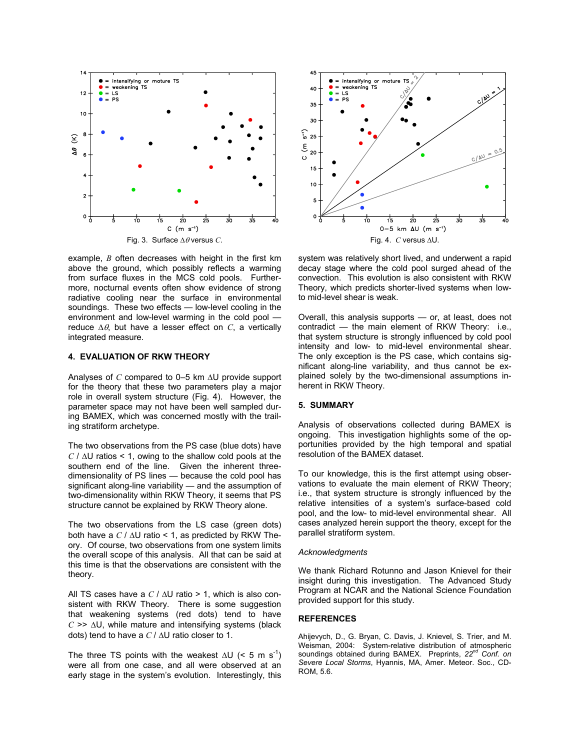Fig. 3. Surface $\Delta\theta$ versus $C$.

Fig. 4. $C$ versus $\Delta$U.

example, $B$ often decreases with height in the first km above the ground, which possibly reflects a warming from surface fluxes in the MCS cold pools. Furthermore, nocturnal events often show evidence of strong radiative cooling near the surface in environmental soundings. These two effects — low-level cooling in the environment and low-level warming in the cold pool — reduce $\Delta\theta$, but have a lesser effect on $C$, a vertically integrated measure.

## 4. EVALUATION OF RKW THEORY

Analyses of $C$ compared to 0–5 km $\Delta$U provide support for the theory that these two parameters play a major role in overall system structure (Fig. 4). However, the parameter space may not have been well sampled during BAMEX, which was concerned mostly with the trailing stratiform archetype.

The two observations from the PS case (blue dots) have $C$ / $\Delta$U ratios < 1, owing to the shallow cold pools at the southern end of the line. Given the inherent three-dimensionality of PS lines — because the cold pool has significant along-line variability — and the assumption of two-dimensionality within RKW Theory, it seems that PS structure cannot be explained by RKW Theory alone.

The two observations from the LS case (green dots) both have a $C$ / $\Delta$U ratio < 1, as predicted by RKW Theory. Of course, two observations from one system limits the overall scope of this analysis. All that can be said at this time is that the observations are consistent with the theory.

All TS cases have a $C$ / $\Delta$U ratio > 1, which is also consistent with RKW Theory. There is some suggestion that weakening systems (red dots) tend to have $C$ >> $\Delta$U, while mature and intensifying systems (black dots) tend to have a $C$ / $\Delta$U ratio closer to 1.

The three TS points with the weakest $\Delta$U (< 5 m s$^{-1}$) were all from one case, and all were observed at an early stage in the system's evolution. Interestingly, this system was relatively short lived, and underwent a rapid decay stage where the cold pool surged ahead of the convection. This evolution is also consistent with RKW Theory, which predicts shorter-lived systems when low- to mid-level shear is weak.

Overall, this analysis supports — or, at least, does not contradict — the main element of RKW Theory: i.e., that system structure is strongly influenced by cold pool intensity and low- to mid-level environmental shear. The only exception is the PS case, which contains significant along-line variability, and thus cannot be explained solely by the two-dimensional assumptions inherent in RKW Theory.

## 5. SUMMARY

Analysis of observations collected during BAMEX is ongoing. This investigation highlights some of the opportunities provided by the high temporal and spatial resolution of the BAMEX dataset.

To our knowledge, this is the first attempt using observations to evaluate the main element of RKW Theory; i.e., that system structure is strongly influenced by the relative intensities of a system's surface-based cold pool, and the low- to mid-level environmental shear. All cases analyzed herein support the theory, except for the parallel stratiform system.

*Acknowledgments*

We thank Richard Rotunno and Jason Knievel for their insight during this investigation. The Advanced Study Program at NCAR and the National Science Foundation provided support for this study.

## REFERENCES

Ahijevych, D., G. Bryan, C. Davis, J. Knievel, S. Trier, and M. Weisman, 2004: System-relative distribution of atmospheric soundings obtained during BAMEX. Preprints, *22nd Conf. on Severe Local Storms*, Hyannis, MA, Amer. Meteor. Soc., CD-ROM, 5.6.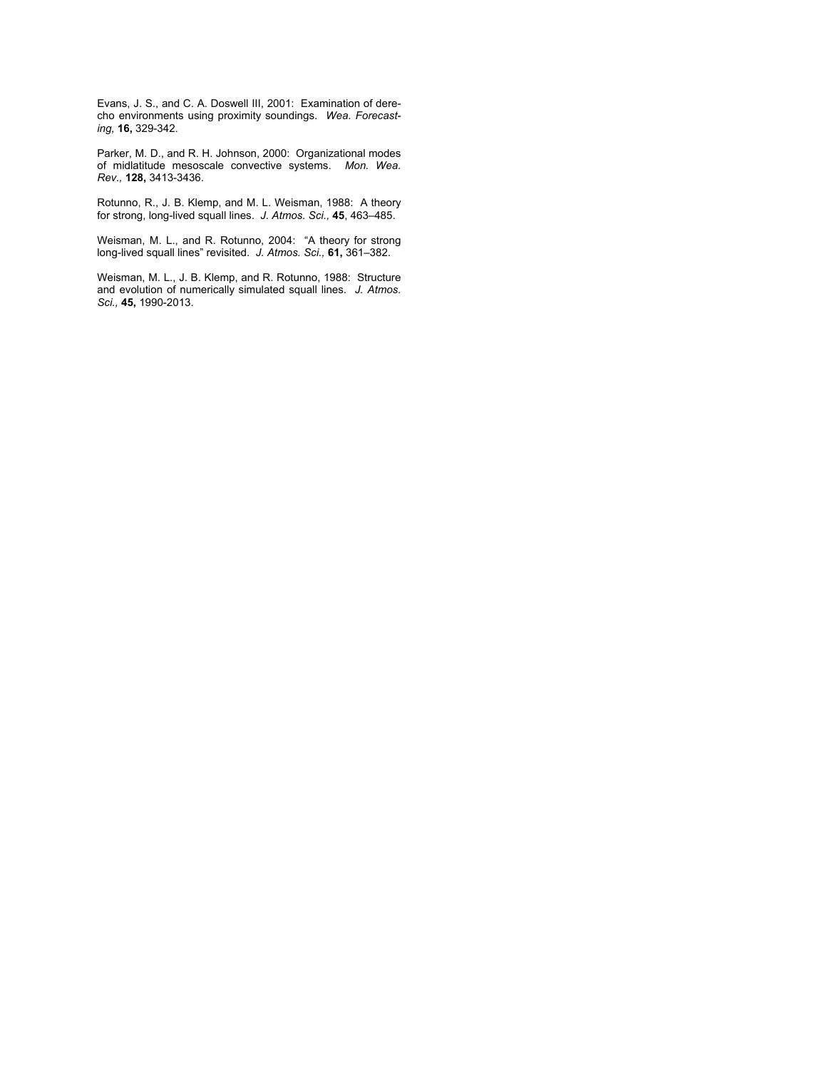Evans, J. S., and C. A. Doswell III, 2001: Examination of derecho environments using proximity soundings. *Wea. Forecasting,* **16,** 329-342.

Parker, M. D., and R. H. Johnson, 2000: Organizational modes of midlatitude mesoscale convective systems. *Mon. Wea. Rev.,* **128,** 3413-3436.

Rotunno, R., J. B. Klemp, and M. L. Weisman, 1988: A theory for strong, long-lived squall lines. *J. Atmos. Sci.,* **45**, 463–485.

Weisman, M. L., and R. Rotunno, 2004: "A theory for strong long-lived squall lines" revisited. *J. Atmos. Sci.,* **61,** 361–382.

Weisman, M. L., J. B. Klemp, and R. Rotunno, 1988: Structure and evolution of numerically simulated squall lines. *J. Atmos. Sci.,* **45,** 1990-2013.